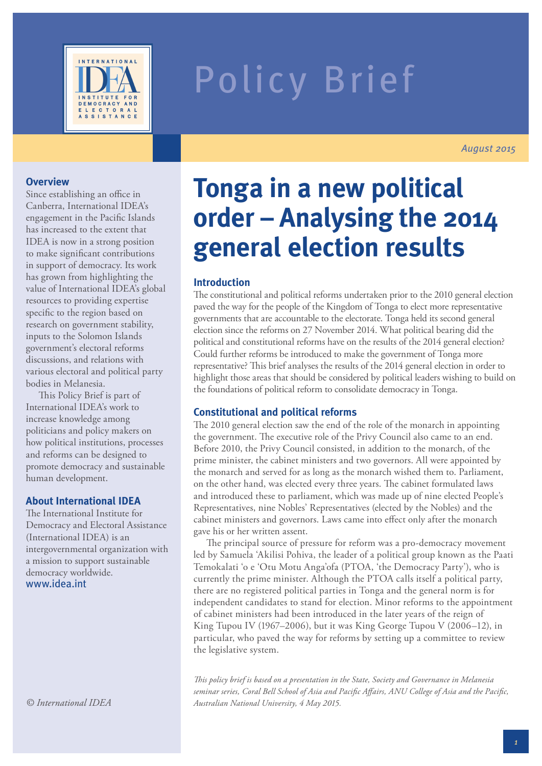Policy Brief

*August 2015*

# Tonga in a new political order – Analysing the 2014 general election results

## Introduction

The constitutional and political reforms undertaken prior to the 2010 general election paved the way for the people of the Kingdom of Tonga to elect more representative governments that are accountable to the electorate. Tonga held its second general election since the reforms on 27 November 2014. What political bearing did the political and constitutional reforms have on the results of the 2014 general election? Could further reforms be introduced to make the government of Tonga more representative? This brief analyses the results of the 2014 general election in order to highlight those areas that should be considered by political leaders wishing to build on the foundations of political reform to consolidate democracy in Tonga.

## Constitutional and political reforms

The 2010 general election saw the end of the role of the monarch in appointing the government. The executive role of the Privy Council also came to an end. Before 2010, the Privy Council consisted, in addition to the monarch, of the prime minister, the cabinet ministers and two governors. All were appointed by the monarch and served for as long as the monarch wished them to. Parliament, on the other hand, was elected every three years. The cabinet formulated laws and introduced these to parliament, which was made up of nine elected People's Representatives, nine Nobles' Representatives (elected by the Nobles) and the cabinet ministers and governors. Laws came into effect only after the monarch gave his or her written assent.

The principal source of pressure for reform was a pro-democracy movement led by Samuela 'Akilisi Pohiva, the leader of a political group known as the Paati Temokalati 'o e 'Otu Motu Anga'ofa (PTOA, 'the Democracy Party'), who is currently the prime minister. Although the PTOA calls itself a political party, there are no registered political parties in Tonga and the general norm is for independent candidates to stand for election. Minor reforms to the appointment of cabinet ministers had been introduced in the later years of the reign of King Tupou IV (1967–2006), but it was King George Tupou V (2006–12), in particular, who paved the way for reforms by setting up a committee to review the legislative system.

*This policy brief is based on a presentation in the State, Society and Governance in Melanesia seminar series, Coral Bell School of Asia and Pacific Affairs, ANU College of Asia and the Pacific, Australian National University, 4 May 2015.*

## Overview

Since establishing an office in Canberra, International IDEA's engagement in the Pacific Islands has increased to the extent that IDEA is now in a strong position to make significant contributions in support of democracy. Its work has grown from highlighting the value of International IDEA's global resources to providing expertise specific to the region based on research on government stability, inputs to the Solomon Islands government's electoral reforms discussions, and relations with various electoral and political party bodies in Melanesia.

This Policy Brief is part of International IDEA's work to increase knowledge among politicians and policy makers on how political institutions, processes and reforms can be designed to promote democracy and sustainable human development.

## About International IDEA

The International Institute for Democracy and Electoral Assistance (International IDEA) is an intergovernmental organization with a mission to support sustainable democracy worldwide.
www.idea.int

*© International IDEA*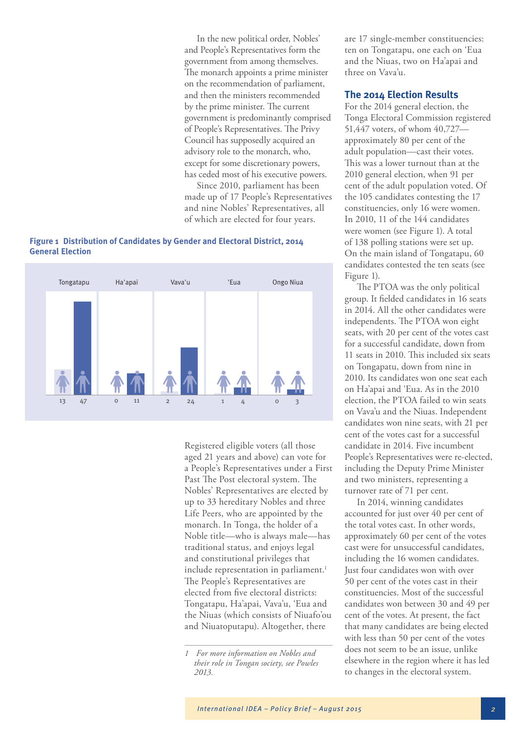In the new political order, Nobles' and People's Representatives form the government from among themselves. The monarch appoints a prime minister on the recommendation of parliament, and then the ministers recommended by the prime minister. The current government is predominantly comprised of People's Representatives. The Privy Council has supposedly acquired an advisory role to the monarch, who, except for some discretionary powers, has ceded most of his executive powers.

Since 2010, parliament has been made up of 17 People's Representatives and nine Nobles' Representatives, all of which are elected for four years.

**Figure 1 Distribution of Candidates by Gender and Electoral District, 2014 General Election**

| | Tongatapu | Ha'apai | Vava'u | 'Eua | Ongo Niua |
|---|---|---|---|---|---|
| Women | 13 | 0 | 2 | 1 | 0 |
| Men | 47 | 11 | 24 | 4 | 3 |

Registered eligible voters (all those aged 21 years and above) can vote for a People's Representatives under a First Past The Post electoral system. The Nobles' Representatives are elected by up to 33 hereditary Nobles and three Life Peers, who are appointed by the monarch. In Tonga, the holder of a Noble title—who is always male—has traditional status, and enjoys legal and constitutional privileges that include representation in parliament.[1] The People's Representatives are elected from five electoral districts: Tongatapu, Ha'apai, Vava'u, 'Eua and the Niuas (which consists of Niuafo'ou and Niuatoputapu). Altogether, there are 17 single-member constituencies: ten on Tongatapu, one each on 'Eua and the Niuas, two on Ha'apai and three on Vava'u.

## The 2014 Election Results

For the 2014 general election, the Tonga Electoral Commission registered 51,447 voters, of whom 40,727—approximately 80 per cent of the adult population—cast their votes. This was a lower turnout than at the 2010 general election, when 91 per cent of the adult population voted. Of the 105 candidates contesting the 17 constituencies, only 16 were women. In 2010, 11 of the 144 candidates were women (see Figure 1). A total of 138 polling stations were set up. On the main island of Tongatapu, 60 candidates contested the ten seats (see Figure 1).

The PTOA was the only political group. It fielded candidates in 16 seats in 2014. All the other candidates were independents. The PTOA won eight seats, with 20 per cent of the votes cast for a successful candidate, down from 11 seats in 2010. This included six seats on Tongapatu, down from nine in 2010. Its candidates won one seat each on Ha'apai and 'Eua. As in the 2010 election, the PTOA failed to win seats on Vava'u and the Niuas. Independent candidates won nine seats, with 21 per cent of the votes cast for a successful candidate in 2014. Five incumbent People's Representatives were re-elected, including the Deputy Prime Minister and two ministers, representing a turnover rate of 71 per cent.

In 2014, winning candidates accounted for just over 40 per cent of the total votes cast. In other words, approximately 60 per cent of the votes cast were for unsuccessful candidates, including the 16 women candidates. Just four candidates won with over 50 per cent of the votes cast in their constituencies. Most of the successful candidates won between 30 and 49 per cent of the votes. At present, the fact that many candidates are being elected with less than 50 per cent of the votes does not seem to be an issue, unlike elsewhere in the region where it has led to changes in the electoral system.

---

1 *For more information on Nobles and their role in Tongan society, see Powles 2013.*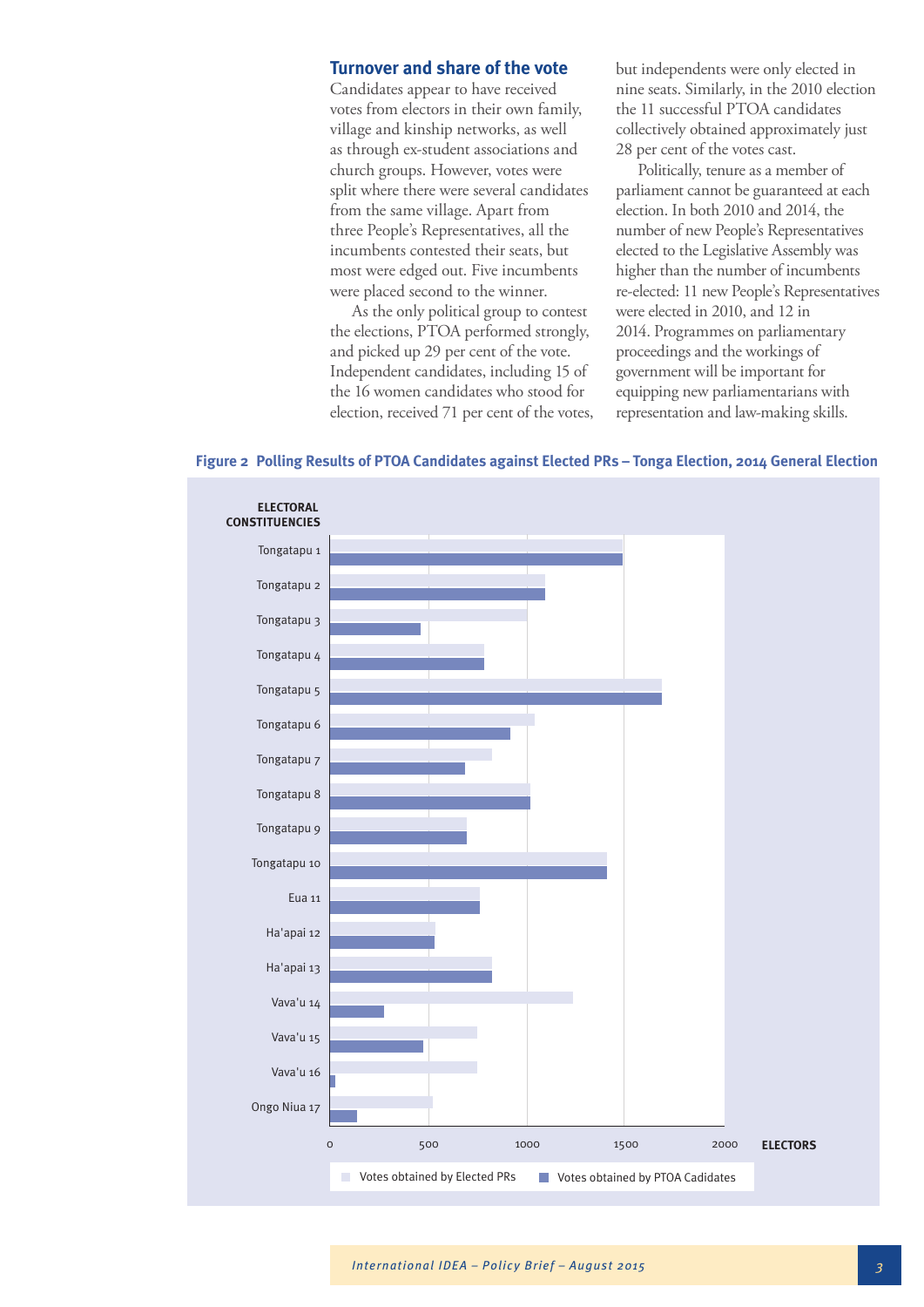## Turnover and share of the vote

Candidates appear to have received votes from electors in their own family, village and kinship networks, as well as through ex-student associations and church groups. However, votes were split where there were several candidates from the same village. Apart from three People's Representatives, all the incumbents contested their seats, but most were edged out. Five incumbents were placed second to the winner.

As the only political group to contest the elections, PTOA performed strongly, and picked up 29 per cent of the vote. Independent candidates, including 15 of the 16 women candidates who stood for election, received 71 per cent of the votes, but independents were only elected in nine seats. Similarly, in the 2010 election the 11 successful PTOA candidates collectively obtained approximately just 28 per cent of the votes cast.

Politically, tenure as a member of parliament cannot be guaranteed at each election. In both 2010 and 2014, the number of new People's Representatives elected to the Legislative Assembly was higher than the number of incumbents re-elected: 11 new People's Representatives were elected in 2010, and 12 in 2014. Programmes on parliamentary proceedings and the workings of government will be important for equipping new parliamentarians with representation and law-making skills.

**Figure 2 Polling Results of PTOA Candidates against Elected PRs – Tonga Election, 2014 General Election**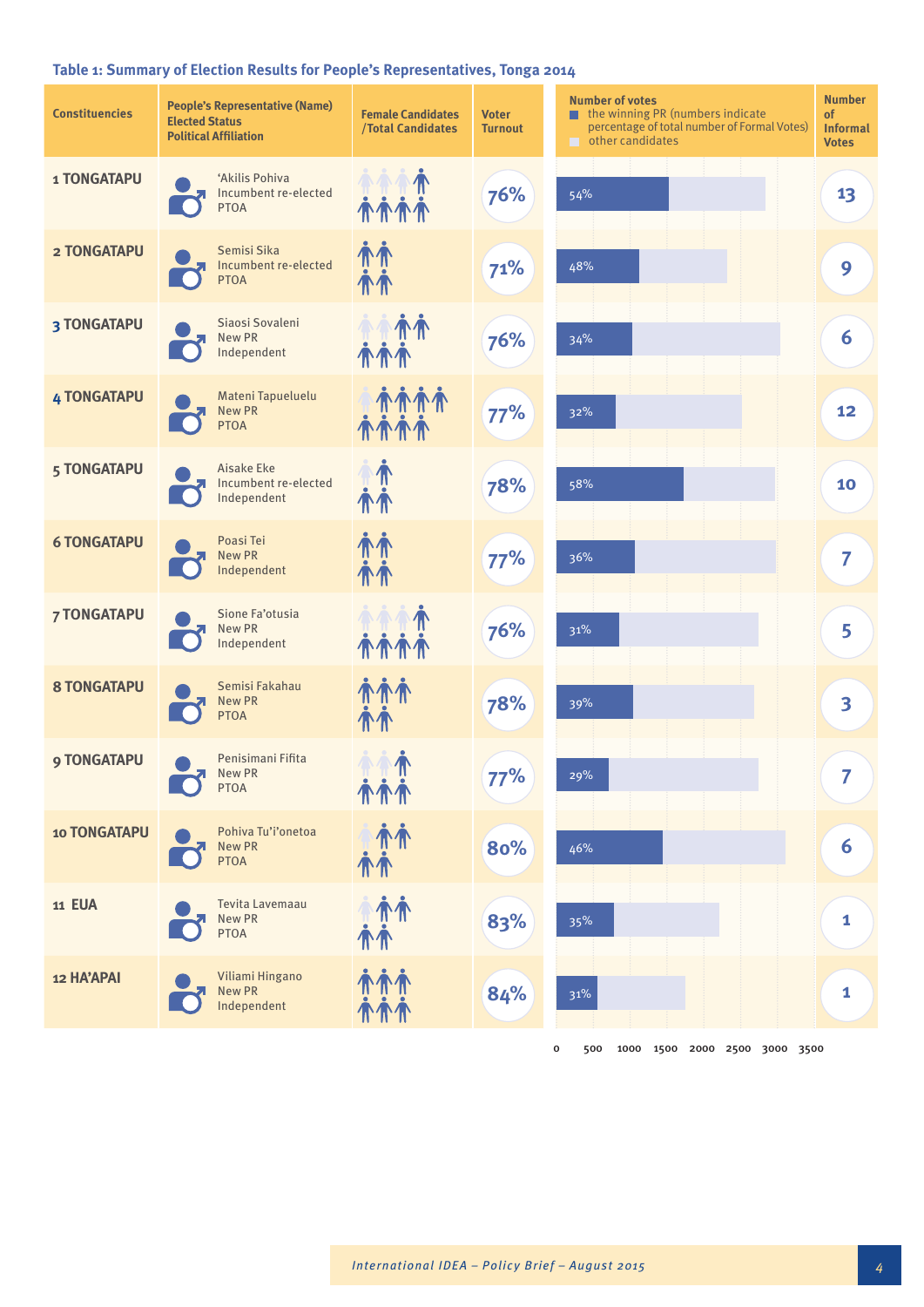**Table 1: Summary of Election Results for People's Representatives, Tonga 2014**

| Constituencies | People's Representative (Name) Elected Status Political Affiliation | Female Candidates /Total Candidates | Voter Turnout | Number of votes: the winning PR (numbers indicate percentage of total number of Formal Votes) | Number of Informal Votes |
|---|---|---|---|---|---|
| 1 TONGATAPU | 'Akilis Pohiva<br>Incumbent re-elected<br>PTOA | 3/8 | 76% | 54% | 13 |
| 2 TONGATAPU | Semisi Sika<br>Incumbent re-elected<br>PTOA | 0/4 | 71% | 48% | 9 |
| 3 TONGATAPU | Siaosi Sovaleni<br>New PR<br>Independent | 2/7 | 76% | 34% | 6 |
| 4 TONGATAPU | Mateni Tapueluelu<br>New PR<br>PTOA | 1/9 | 77% | 32% | 12 |
| 5 TONGATAPU | Aisake Eke<br>Incumbent re-elected<br>Independent | 1/4 | 78% | 58% | 10 |
| 6 TONGATAPU | Poasi Tei<br>New PR<br>Independent | 0/4 | 77% | 36% | 7 |
| 7 TONGATAPU | Sione Fa'otusia<br>New PR<br>Independent | 3/8 | 76% | 31% | 5 |
| 8 TONGATAPU | Semisi Fakahau<br>New PR<br>PTOA | 0/5 | 78% | 39% | 3 |
| 9 TONGATAPU | Penisimani Fifita<br>New PR<br>PTOA | 2/6 | 77% | 29% | 7 |
| 10 TONGATAPU | Pohiva Tu'i'onetoa<br>New PR<br>PTOA | 1/5 | 80% | 46% | 6 |
| 11 EUA | Tevita Lavemaau<br>New PR<br>PTOA | 1/5 | 83% | 35% | 1 |
| 12 HA'APAI | Viliami Hingano<br>New PR<br>Independent | 0/6 | 84% | 31% | 1 |

Number of votes scale: 0, 500, 1000, 1500, 2000, 2500, 3000, 3500 (dark bar: the winning PR; light bar: other candidates)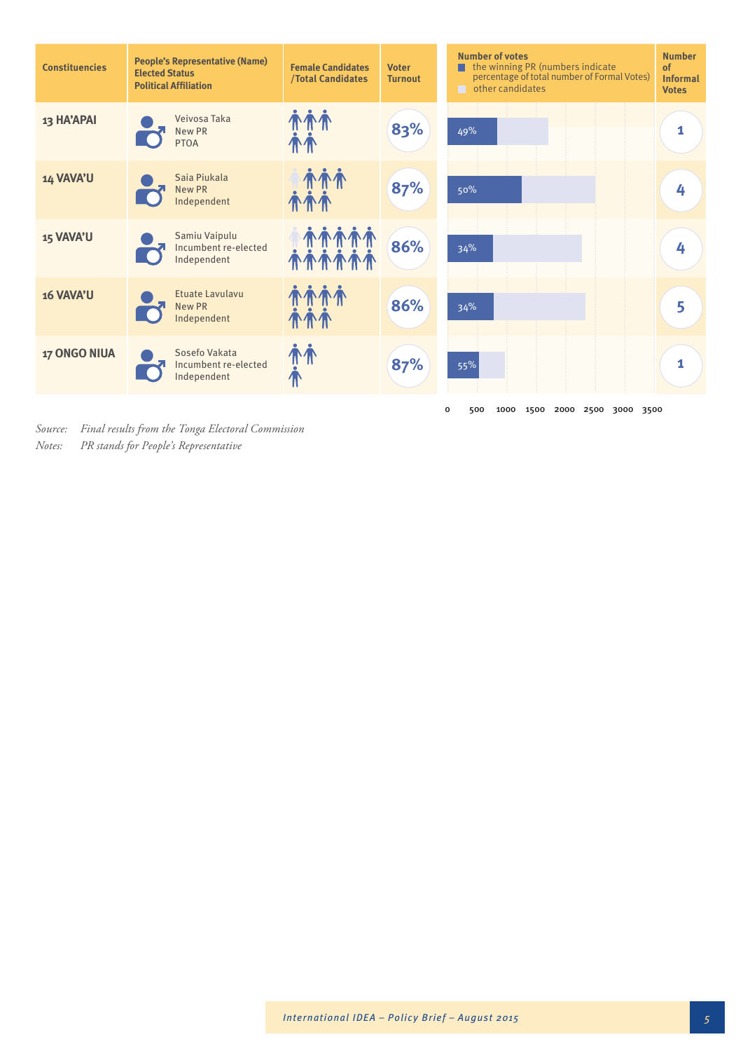| Constituencies | People's Representative (Name) Elected Status Political Affiliation | Female Candidates /Total Candidates | Voter Turnout | Number of votes: the winning PR (numbers indicate percentage of total number of Formal Votes) / other candidates | Number of Informal Votes |
|---|---|---|---|---|---|
| 13 HA'APAI | Veivosa Taka, New PR, PTOA | 0/5 | 83% | 49% | 1 |
| 14 VAVA'U | Saia Piukala, New PR, Independent | 1/7 | 87% | 50% | 4 |
| 15 VAVA'U | Samiu Vaipulu, Incumbent re-elected, Independent | 1/12 | 86% | 34% | 4 |
| 16 VAVA'U | Etuate Lavulavu, New PR, Independent | 0/7 | 86% | 34% | 5 |
| 17 ONGO NIUA | Sosefo Vakata, Incumbent re-elected, Independent | 0/3 | 87% | 55% | 1 |

Number of votes axis: 0, 500, 1000, 1500, 2000, 2500, 3000, 3500

*Source:* *Final results from the Tonga Electoral Commission*

*Notes:* *PR stands for People's Representative*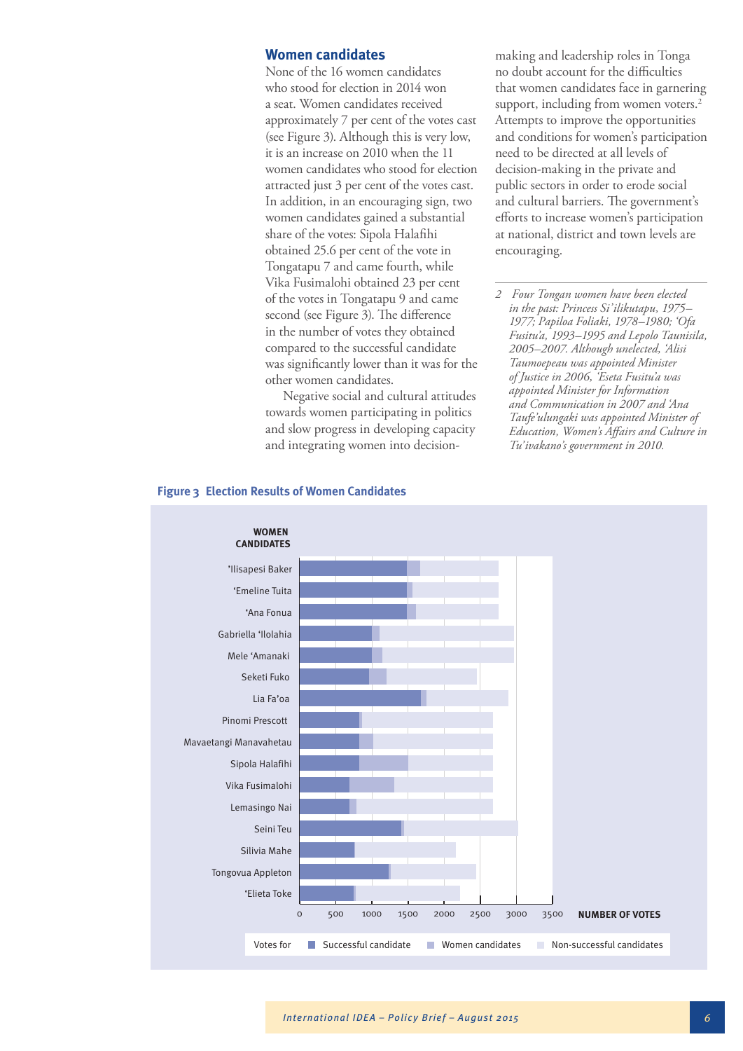## Women candidates

None of the 16 women candidates who stood for election in 2014 won a seat. Women candidates received approximately 7 per cent of the votes cast (see Figure 3). Although this is very low, it is an increase on 2010 when the 11 women candidates who stood for election attracted just 3 per cent of the votes cast. In addition, in an encouraging sign, two women candidates gained a substantial share of the votes: Sipola Halafihi obtained 25.6 per cent of the vote in Tongatapu 7 and came fourth, while Vika Fusimalohi obtained 23 per cent of the votes in Tongatapu 9 and came second (see Figure 3). The difference in the number of votes they obtained compared to the successful candidate was significantly lower than it was for the other women candidates.

Negative social and cultural attitudes towards women participating in politics and slow progress in developing capacity and integrating women into decision-making and leadership roles in Tonga no doubt account for the difficulties that women candidates face in garnering support, including from women voters.[2] Attempts to improve the opportunities and conditions for women's participation need to be directed at all levels of decision-making in the private and public sectors in order to erode social and cultural barriers. The government's efforts to increase women's participation at national, district and town levels are encouraging.

*2 Four Tongan women have been elected in the past: Princess Si'ilikutapu, 1975–1977; Papiloa Foliaki, 1978–1980; 'Ofa Fusitu'a, 1993–1995 and Lepolo Taunisila, 2005–2007. Although unelected, 'Alisi Taumoepeau was appointed Minister of Justice in 2006, 'Eseta Fusitu'a was appointed Minister for Information and Communication in 2007 and 'Ana Taufe'ulungaki was appointed Minister of Education, Women's Affairs and Culture in Tu'ivakano's government in 2010.*

**Figure 3 Election Results of Women Candidates**

WOMEN CANDIDATES: 'Ilisapesi Baker, 'Emeline Tuita, 'Ana Fonua, Gabriella 'Ilolahia, Mele 'Amanaki, Seketi Fuko, Lia Fa'oa, Pinomi Prescott, Mavaetangi Manavahetau, Sipola Halafihi, Vika Fusimalohi, Lemasingo Nai, Seini Teu, Silivia Mahe, Tongovua Appleton, 'Elieta Toke

NUMBER OF VOTES: 0, 500, 1000, 1500, 2000, 2500, 3000, 3500

Votes for: Successful candidate; Women candidates; Non-successful candidates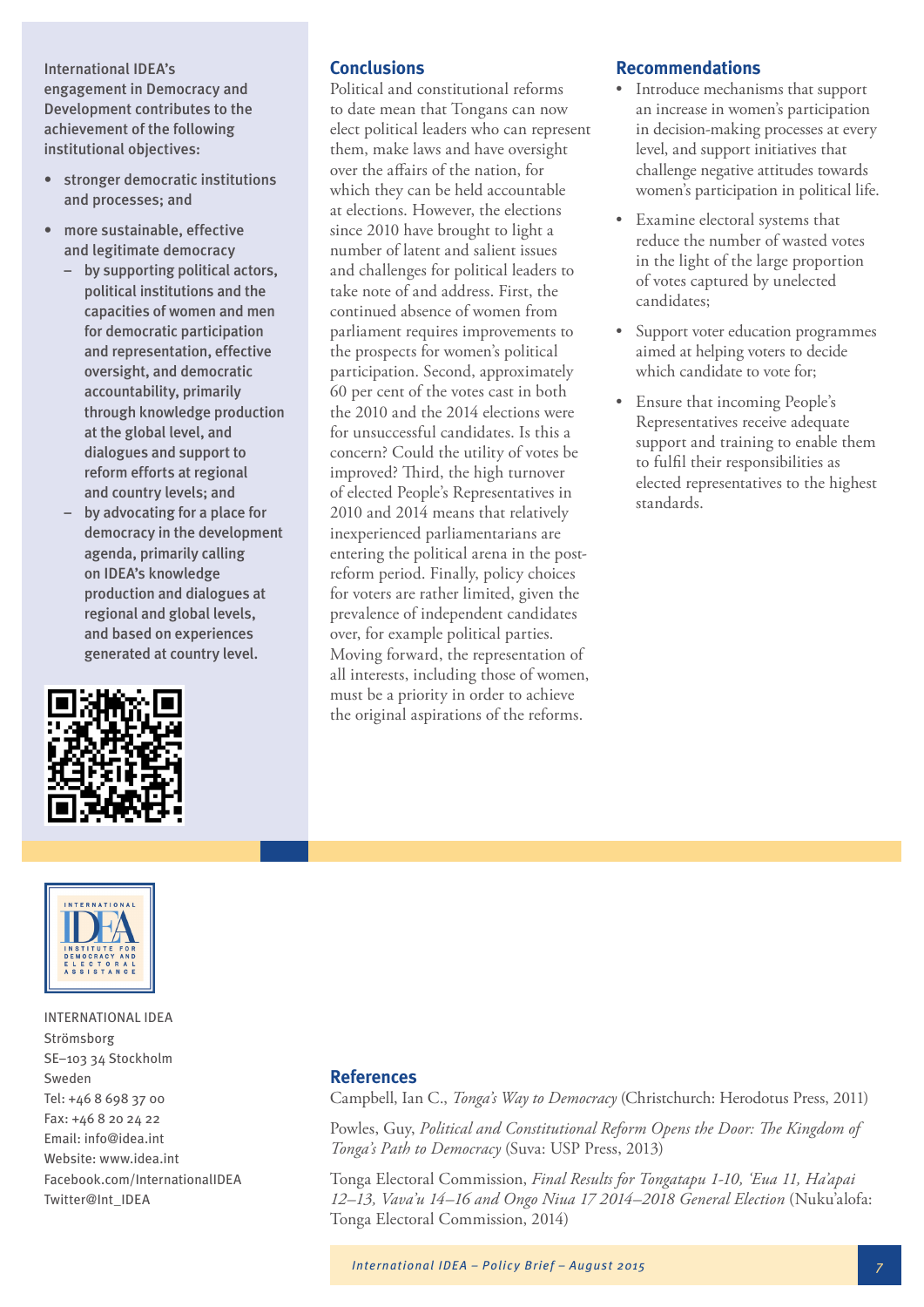International IDEA's engagement in Democracy and Development contributes to the achievement of the following institutional objectives:

- stronger democratic institutions and processes; and
- more sustainable, effective and legitimate democracy
  - by supporting political actors, political institutions and the capacities of women and men for democratic participation and representation, effective oversight, and democratic accountability, primarily through knowledge production at the global level, and dialogues and support to reform efforts at regional and country levels; and
  - by advocating for a place for democracy in the development agenda, primarily calling on IDEA's knowledge production and dialogues at regional and global levels, and based on experiences generated at country level.

## Conclusions

Political and constitutional reforms to date mean that Tongans can now elect political leaders who can represent them, make laws and have oversight over the affairs of the nation, for which they can be held accountable at elections. However, the elections since 2010 have brought to light a number of latent and salient issues and challenges for political leaders to take note of and address. First, the continued absence of women from parliament requires improvements to the prospects for women's political participation. Second, approximately 60 per cent of the votes cast in both the 2010 and the 2014 elections were for unsuccessful candidates. Is this a concern? Could the utility of votes be improved? Third, the high turnover of elected People's Representatives in 2010 and 2014 means that relatively inexperienced parliamentarians are entering the political arena in the post-reform period. Finally, policy choices for voters are rather limited, given the prevalence of independent candidates over, for example political parties. Moving forward, the representation of all interests, including those of women, must be a priority in order to achieve the original aspirations of the reforms.

## Recommendations

- Introduce mechanisms that support an increase in women's participation in decision-making processes at every level, and support initiatives that challenge negative attitudes towards women's participation in political life.
- Examine electoral systems that reduce the number of wasted votes in the light of the large proportion of votes captured by unelected candidates;
- Support voter education programmes aimed at helping voters to decide which candidate to vote for;
- Ensure that incoming People's Representatives receive adequate support and training to enable them to fulfil their responsibilities as elected representatives to the highest standards.

INTERNATIONAL IDEA
Strömsborg
SE–103 34 Stockholm
Sweden
Tel: +46 8 698 37 00
Fax: +46 8 20 24 22
Email: info@idea.int
Website: www.idea.int
Facebook.com/InternationalIDEA
Twitter@Int_IDEA

## References

Campbell, Ian C., *Tonga's Way to Democracy* (Christchurch: Herodotus Press, 2011)

Powles, Guy, *Political and Constitutional Reform Opens the Door: The Kingdom of Tonga's Path to Democracy* (Suva: USP Press, 2013)

Tonga Electoral Commission, *Final Results for Tongatapu 1-10, 'Eua 11, Ha'apai 12–13, Vava'u 14–16 and Ongo Niua 17 2014–2018 General Election* (Nuku'alofa: Tonga Electoral Commission, 2014)